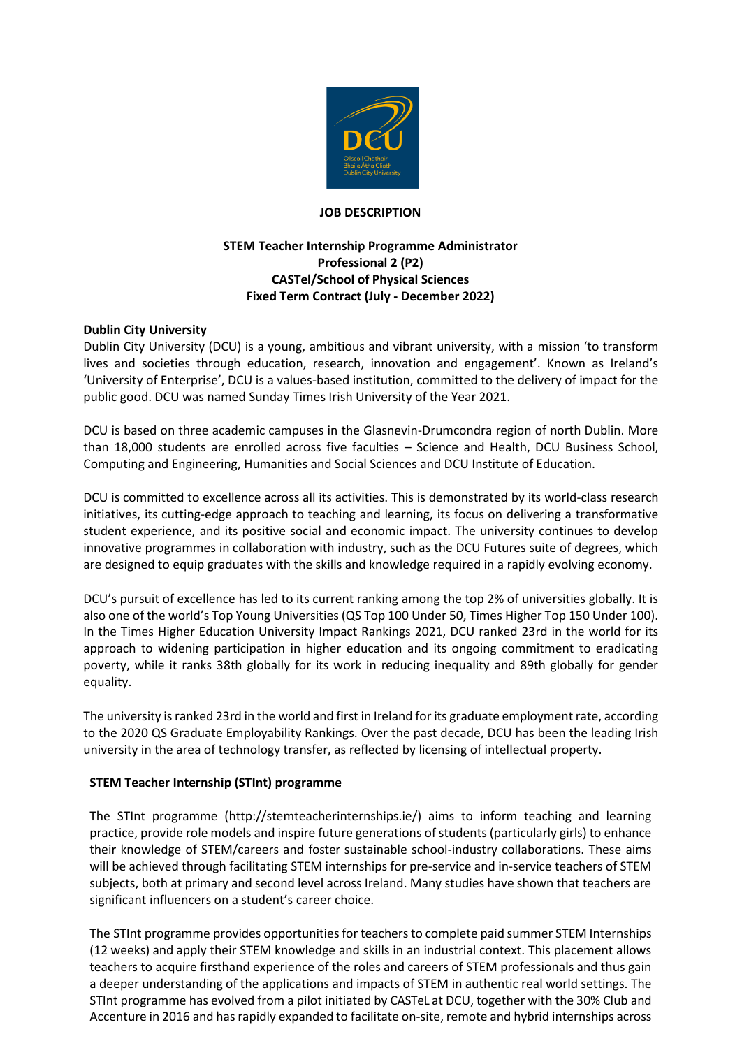# JOB DESCRIPTION

**STEM Teacher Internship Programme Administrator**
**Professional 2 (P2)**
**CASTel/School of Physical Sciences**
**Fixed Term Contract (July - December 2022)**

## Dublin City University

Dublin City University (DCU) is a young, ambitious and vibrant university, with a mission 'to transform lives and societies through education, research, innovation and engagement'. Known as Ireland's 'University of Enterprise', DCU is a values-based institution, committed to the delivery of impact for the public good. DCU was named Sunday Times Irish University of the Year 2021.

DCU is based on three academic campuses in the Glasnevin-Drumcondra region of north Dublin. More than 18,000 students are enrolled across five faculties – Science and Health, DCU Business School, Computing and Engineering, Humanities and Social Sciences and DCU Institute of Education.

DCU is committed to excellence across all its activities. This is demonstrated by its world-class research initiatives, its cutting-edge approach to teaching and learning, its focus on delivering a transformative student experience, and its positive social and economic impact. The university continues to develop innovative programmes in collaboration with industry, such as the DCU Futures suite of degrees, which are designed to equip graduates with the skills and knowledge required in a rapidly evolving economy.

DCU's pursuit of excellence has led to its current ranking among the top 2% of universities globally. It is also one of the world's Top Young Universities (QS Top 100 Under 50, Times Higher Top 150 Under 100). In the Times Higher Education University Impact Rankings 2021, DCU ranked 23rd in the world for its approach to widening participation in higher education and its ongoing commitment to eradicating poverty, while it ranks 38th globally for its work in reducing inequality and 89th globally for gender equality.

The university is ranked 23rd in the world and first in Ireland for its graduate employment rate, according to the 2020 QS Graduate Employability Rankings. Over the past decade, DCU has been the leading Irish university in the area of technology transfer, as reflected by licensing of intellectual property.

## STEM Teacher Internship (STInt) programme

The STInt programme (http://stemteacherinternships.ie/) aims to inform teaching and learning practice, provide role models and inspire future generations of students (particularly girls) to enhance their knowledge of STEM/careers and foster sustainable school-industry collaborations. These aims will be achieved through facilitating STEM internships for pre-service and in-service teachers of STEM subjects, both at primary and second level across Ireland. Many studies have shown that teachers are significant influencers on a student's career choice.

The STInt programme provides opportunities for teachers to complete paid summer STEM Internships (12 weeks) and apply their STEM knowledge and skills in an industrial context. This placement allows teachers to acquire firsthand experience of the roles and careers of STEM professionals and thus gain a deeper understanding of the applications and impacts of STEM in authentic real world settings. The STInt programme has evolved from a pilot initiated by CASTeL at DCU, together with the 30% Club and Accenture in 2016 and has rapidly expanded to facilitate on-site, remote and hybrid internships across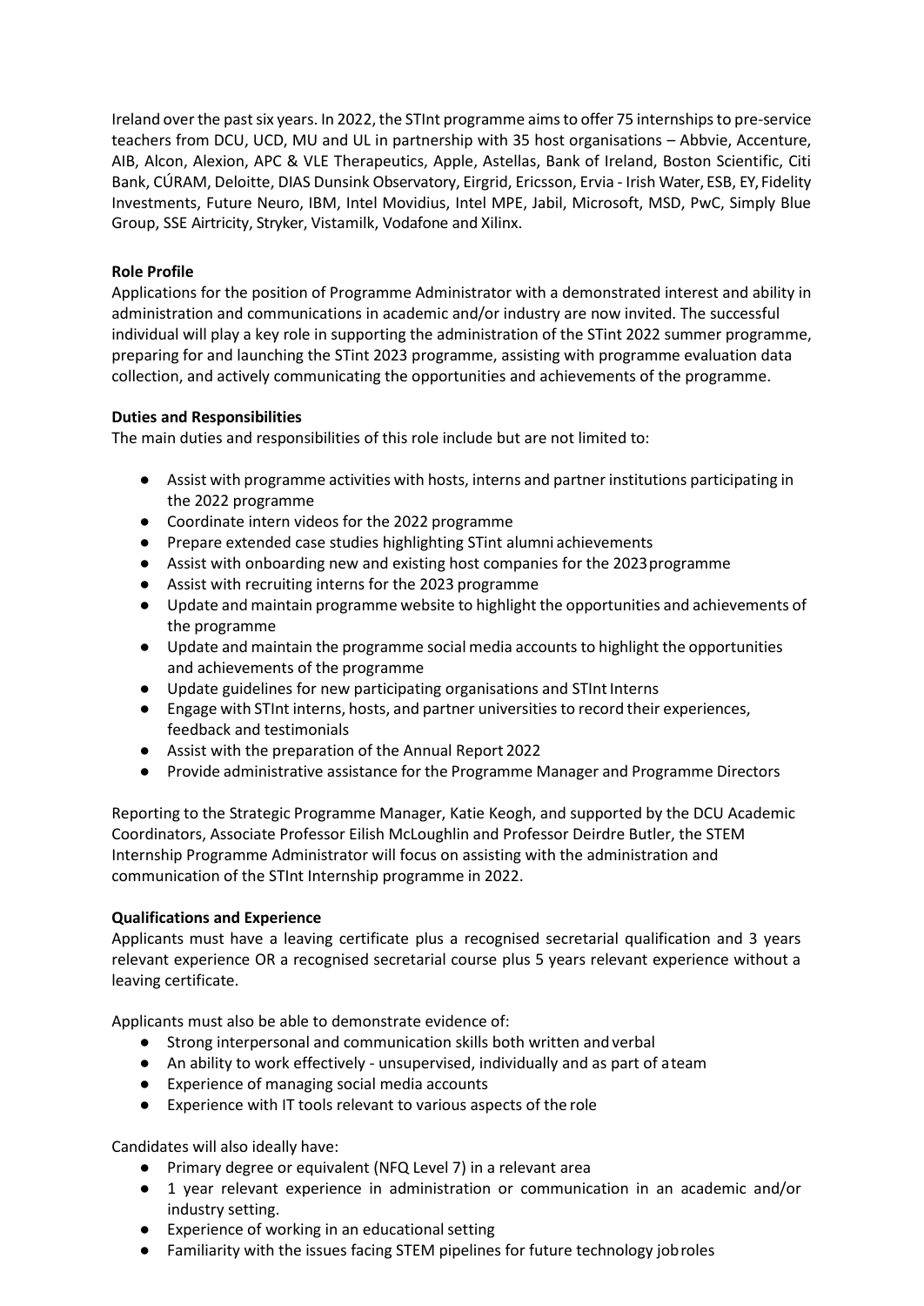Ireland over the past six years. In 2022, the STInt programme aims to offer 75 internships to pre-service teachers from DCU, UCD, MU and UL in partnership with 35 host organisations – Abbvie, Accenture, AIB, Alcon, Alexion, APC & VLE Therapeutics, Apple, Astellas, Bank of Ireland, Boston Scientific, Citi Bank, CÚRAM, Deloitte, DIAS Dunsink Observatory, Eirgrid, Ericsson, Ervia - Irish Water, ESB, EY, Fidelity Investments, Future Neuro, IBM, Intel Movidius, Intel MPE, Jabil, Microsoft, MSD, PwC, Simply Blue Group, SSE Airtricity, Stryker, Vistamilk, Vodafone and Xilinx.

**Role Profile**

Applications for the position of Programme Administrator with a demonstrated interest and ability in administration and communications in academic and/or industry are now invited. The successful individual will play a key role in supporting the administration of the STint 2022 summer programme, preparing for and launching the STint 2023 programme, assisting with programme evaluation data collection, and actively communicating the opportunities and achievements of the programme.

**Duties and Responsibilities**

The main duties and responsibilities of this role include but are not limited to:

- Assist with programme activities with hosts, interns and partner institutions participating in the 2022 programme
- Coordinate intern videos for the 2022 programme
- Prepare extended case studies highlighting STint alumni achievements
- Assist with onboarding new and existing host companies for the 2023 programme
- Assist with recruiting interns for the 2023 programme
- Update and maintain programme website to highlight the opportunities and achievements of the programme
- Update and maintain the programme social media accounts to highlight the opportunities and achievements of the programme
- Update guidelines for new participating organisations and STInt Interns
- Engage with STInt interns, hosts, and partner universities to record their experiences, feedback and testimonials
- Assist with the preparation of the Annual Report 2022
- Provide administrative assistance for the Programme Manager and Programme Directors

Reporting to the Strategic Programme Manager, Katie Keogh, and supported by the DCU Academic Coordinators, Associate Professor Eilish McLoughlin and Professor Deirdre Butler, the STEM Internship Programme Administrator will focus on assisting with the administration and communication of the STInt Internship programme in 2022.

**Qualifications and Experience**

Applicants must have a leaving certificate plus a recognised secretarial qualification and 3 years relevant experience OR a recognised secretarial course plus 5 years relevant experience without a leaving certificate.

Applicants must also be able to demonstrate evidence of:

- Strong interpersonal and communication skills both written and verbal
- An ability to work effectively - unsupervised, individually and as part of a team
- Experience of managing social media accounts
- Experience with IT tools relevant to various aspects of the role

Candidates will also ideally have:

- Primary degree or equivalent (NFQ Level 7) in a relevant area
- 1 year relevant experience in administration or communication in an academic and/or industry setting.
- Experience of working in an educational setting
- Familiarity with the issues facing STEM pipelines for future technology job roles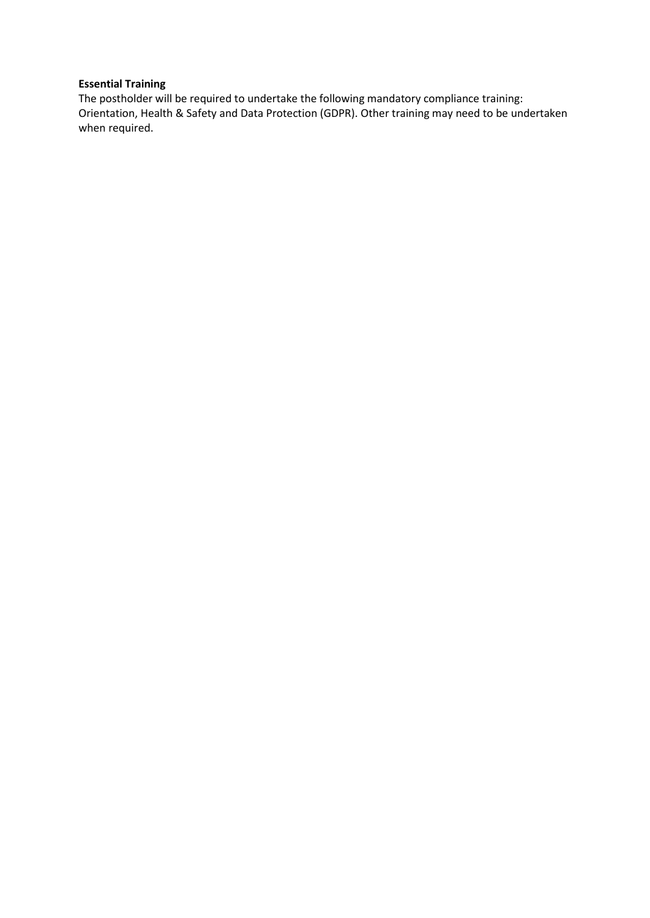**Essential Training**

The postholder will be required to undertake the following mandatory compliance training: Orientation, Health & Safety and Data Protection (GDPR). Other training may need to be undertaken when required.